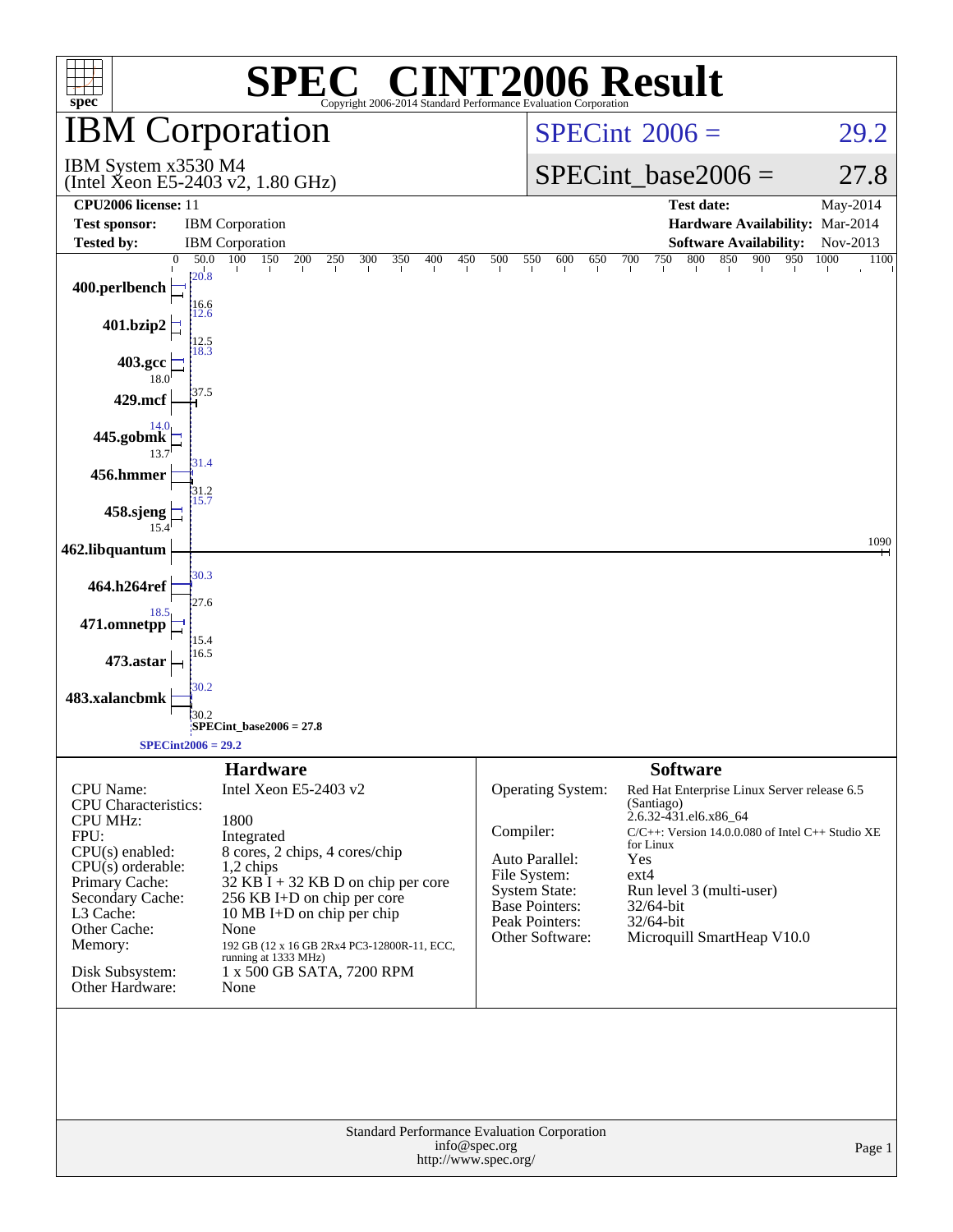# SPEC CINT2006 Result

Copyright 2006-2014 Standard Performance Evaluation Corporation

## IBM Corporation

IBM System x3530 M4
(Intel Xeon E5-2403 v2, 1.80 GHz)

SPECint 2006 = 29.2

SPECint_base2006 = 27.8

| | | | |
|---|---|---|---|
| **CPU2006 license:** | 11 | **Test date:** | May-2014 |
| **Test sponsor:** | IBM Corporation | **Hardware Availability:** | Mar-2014 |
| **Tested by:** | IBM Corporation | **Software Availability:** | Nov-2013 |

| Benchmark | Peak | Base |
|---|---|---|
| 400.perlbench | 20.8 | 16.6 |
| 401.bzip2 | 12.6 | 12.5 |
| 403.gcc | 18.3 | 18.0 |
| 429.mcf | 37.5 | |
| 445.gobmk | 14.0 | 13.7 |
| 456.hmmer | 31.4 | 31.2 |
| 458.sjeng | 15.7 | 15.4 |
| 462.libquantum | 1090 | |
| 464.h264ref | 30.3 | 27.6 |
| 471.omnetpp | 18.5 | 15.4 |
| 473.astar | 16.5 | |
| 483.xalancbmk | 30.2 | 30.2 |

SPECint_base2006 = 27.8

SPECint2006 = 29.2

### Hardware

| | |
|---|---|
| CPU Name: | Intel Xeon E5-2403 v2 |
| CPU Characteristics: | |
| CPU MHz: | 1800 |
| FPU: | Integrated |
| CPU(s) enabled: | 8 cores, 2 chips, 4 cores/chip |
| CPU(s) orderable: | 1,2 chips |
| Primary Cache: | 32 KB I + 32 KB D on chip per core |
| Secondary Cache: | 256 KB I+D on chip per core |
| L3 Cache: | 10 MB I+D on chip per chip |
| Other Cache: | None |
| Memory: | 192 GB (12 x 16 GB 2Rx4 PC3-12800R-11, ECC, running at 1333 MHz) |
| Disk Subsystem: | 1 x 500 GB SATA, 7200 RPM |
| Other Hardware: | None |

### Software

| | |
|---|---|
| Operating System: | Red Hat Enterprise Linux Server release 6.5 (Santiago) 2.6.32-431.el6.x86_64 |
| Compiler: | C/C++: Version 14.0.0.080 of Intel C++ Studio XE for Linux |
| Auto Parallel: | Yes |
| File System: | ext4 |
| System State: | Run level 3 (multi-user) |
| Base Pointers: | 32/64-bit |
| Peak Pointers: | 32/64-bit |
| Other Software: | Microquill SmartHeap V10.0 |

Standard Performance Evaluation Corporation
info@spec.org
http://www.spec.org/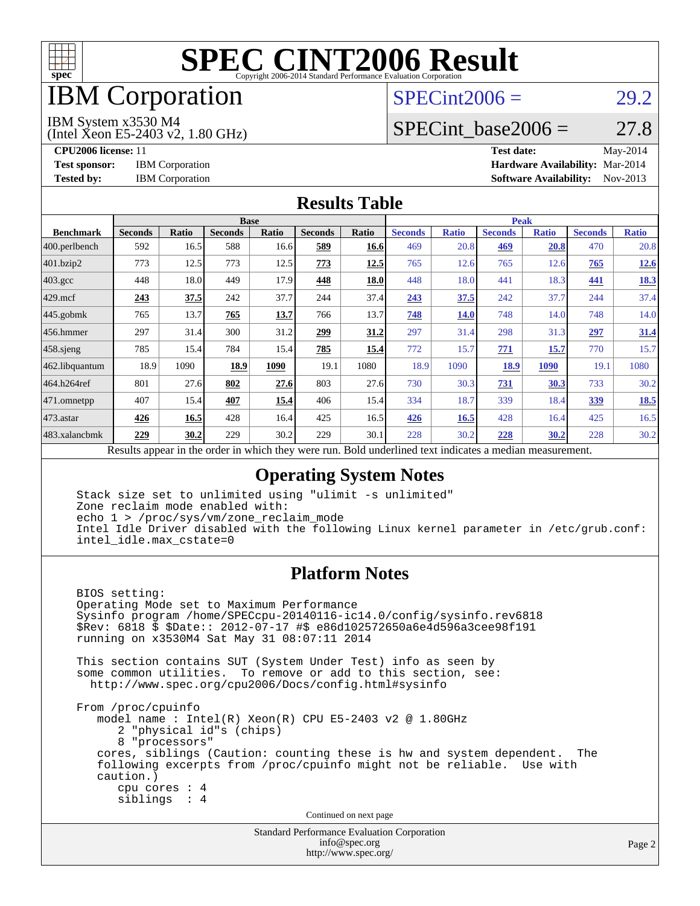# SPEC CINT2006 Result

Copyright 2006-2014 Standard Performance Evaluation Corporation

# IBM Corporation

IBM System x3530 M4
(Intel Xeon E5-2403 v2, 1.80 GHz)

SPECint2006 = 29.2

SPECint_base2006 = 27.8

**CPU2006 license:** 11
**Test sponsor:** IBM Corporation
**Tested by:** IBM Corporation

**Test date:** May-2014
**Hardware Availability:** Mar-2014
**Software Availability:** Nov-2013

## Results Table

| Benchmark | Base | | | | | | Peak | | | | | |
|---|---|---|---|---|---|---|---|---|---|---|---|---|
| | Seconds | Ratio | Seconds | Ratio | Seconds | Ratio | Seconds | Ratio | Seconds | Ratio | Seconds | Ratio |
| 400.perlbench | 592 | 16.5 | 588 | 16.6 | **589** | **16.6** | 469 | 20.8 | **469** | **20.8** | 470 | 20.8 |
| 401.bzip2 | 773 | 12.5 | 773 | 12.5 | **773** | **12.5** | 765 | 12.6 | 765 | 12.6 | **765** | **12.6** |
| 403.gcc | 448 | 18.0 | 449 | 17.9 | **448** | **18.0** | 448 | 18.0 | 441 | 18.3 | **441** | **18.3** |
| 429.mcf | **243** | **37.5** | 242 | 37.7 | 244 | 37.4 | **243** | **37.5** | 242 | 37.7 | 244 | 37.4 |
| 445.gobmk | 765 | 13.7 | **765** | **13.7** | 766 | 13.7 | **748** | **14.0** | 748 | 14.0 | 748 | 14.0 |
| 456.hmmer | 297 | 31.4 | 300 | 31.2 | **299** | **31.2** | 297 | 31.4 | 298 | 31.3 | **297** | **31.4** |
| 458.sjeng | 785 | 15.4 | 784 | 15.4 | **785** | **15.4** | 772 | 15.7 | **771** | **15.7** | 770 | 15.7 |
| 462.libquantum | 18.9 | 1090 | **18.9** | **1090** | 19.1 | 1080 | 18.9 | 1090 | **18.9** | **1090** | 19.1 | 1080 |
| 464.h264ref | 801 | 27.6 | **802** | **27.6** | 803 | 27.6 | 730 | 30.3 | **731** | **30.3** | 733 | 30.2 |
| 471.omnetpp | 407 | 15.4 | **407** | **15.4** | 406 | 15.4 | 334 | 18.7 | 339 | 18.4 | **339** | **18.5** |
| 473.astar | **426** | **16.5** | 428 | 16.4 | 425 | 16.5 | **426** | **16.5** | 428 | 16.4 | 425 | 16.5 |
| 483.xalancbmk | **229** | **30.2** | 229 | 30.2 | 229 | 30.1 | 228 | 30.2 | **228** | **30.2** | 228 | 30.2 |

Results appear in the order in which they were run. Bold underlined text indicates a median measurement.

## Operating System Notes

```
Stack size set to unlimited using "ulimit -s unlimited"
Zone reclaim mode enabled with:
echo 1 > /proc/sys/vm/zone_reclaim_mode
Intel Idle Driver disabled with the following Linux kernel parameter in /etc/grub.conf:
intel_idle.max_cstate=0
```

## Platform Notes

```
BIOS setting:
Operating Mode set to Maximum Performance
Sysinfo program /home/SPECcpu-20140116-ic14.0/config/sysinfo.rev6818
$Rev: 6818 $ $Date:: 2012-07-17 #$ e86d102572650a6e4d596a3cee98f191
running on x3530M4 Sat May 31 08:07:11 2014

This section contains SUT (System Under Test) info as seen by
some common utilities.  To remove or add to this section, see:
  http://www.spec.org/cpu2006/Docs/config.html#sysinfo

From /proc/cpuinfo
   model name : Intel(R) Xeon(R) CPU E5-2403 v2 @ 1.80GHz
      2 "physical id"s (chips)
      8 "processors"
   cores, siblings (Caution: counting these is hw and system dependent.  The
   following excerpts from /proc/cpuinfo might not be reliable.  Use with
   caution.)
      cpu cores : 4
      siblings  : 4
```

Continued on next page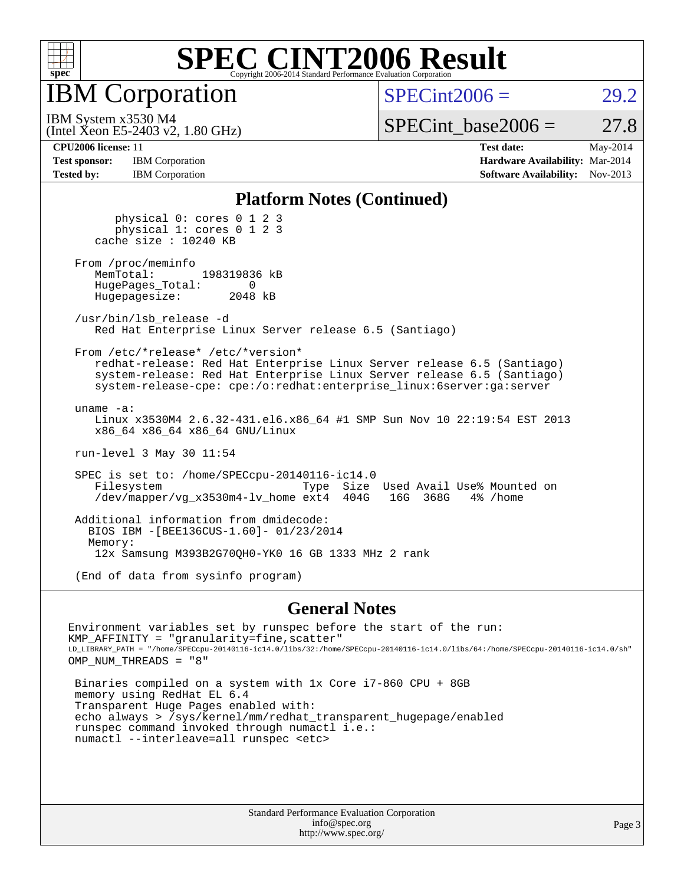# SPEC CINT2006 Result

Copyright 2006-2014 Standard Performance Evaluation Corporation

## IBM Corporation

IBM System x3530 M4
(Intel Xeon E5-2403 v2, 1.80 GHz)

SPECint2006 = 29.2

SPECint_base2006 = 27.8

| | | | |
|---|---|---|---|
| **CPU2006 license:** 11 | | **Test date:** | May-2014 |
| **Test sponsor:** | IBM Corporation | **Hardware Availability:** | Mar-2014 |
| **Tested by:** | IBM Corporation | **Software Availability:** | Nov-2013 |

### Platform Notes (Continued)

```
        physical 0: cores 0 1 2 3
        physical 1: cores 0 1 2 3
     cache size : 10240 KB

  From /proc/meminfo
     MemTotal:       198319836 kB
     HugePages_Total:       0
     Hugepagesize:       2048 kB

  /usr/bin/lsb_release -d
     Red Hat Enterprise Linux Server release 6.5 (Santiago)

  From /etc/*release* /etc/*version*
     redhat-release: Red Hat Enterprise Linux Server release 6.5 (Santiago)
     system-release: Red Hat Enterprise Linux Server release 6.5 (Santiago)
     system-release-cpe: cpe:/o:redhat:enterprise_linux:6server:ga:server

  uname -a:
     Linux x3530M4 2.6.32-431.el6.x86_64 #1 SMP Sun Nov 10 22:19:54 EST 2013
     x86_64 x86_64 x86_64 GNU/Linux

  run-level 3 May 30 11:54

  SPEC is set to: /home/SPECcpu-20140116-ic14.0
     Filesystem                    Type  Size  Used Avail Use% Mounted on
     /dev/mapper/vg_x3530m4-lv_home ext4  404G   16G  368G   4% /home

  Additional information from dmidecode:
    BIOS IBM -[BEE136CUS-1.60]- 01/23/2014
    Memory:
     12x Samsung M393B2G70QH0-YK0 16 GB 1333 MHz 2 rank

  (End of data from sysinfo program)
```

### General Notes

```
Environment variables set by runspec before the start of the run:
KMP_AFFINITY = "granularity=fine,scatter"
LD_LIBRARY_PATH = "/home/SPECcpu-20140116-ic14.0/libs/32:/home/SPECcpu-20140116-ic14.0/libs/64:/home/SPECcpu-20140116-ic14.0/sh"
OMP_NUM_THREADS = "8"

 Binaries compiled on a system with 1x Core i7-860 CPU + 8GB
 memory using RedHat EL 6.4
 Transparent Huge Pages enabled with:
 echo always > /sys/kernel/mm/redhat_transparent_hugepage/enabled
 runspec command invoked through numactl i.e.:
 numactl --interleave=all runspec <etc>
```

Standard Performance Evaluation Corporation
info@spec.org
http://www.spec.org/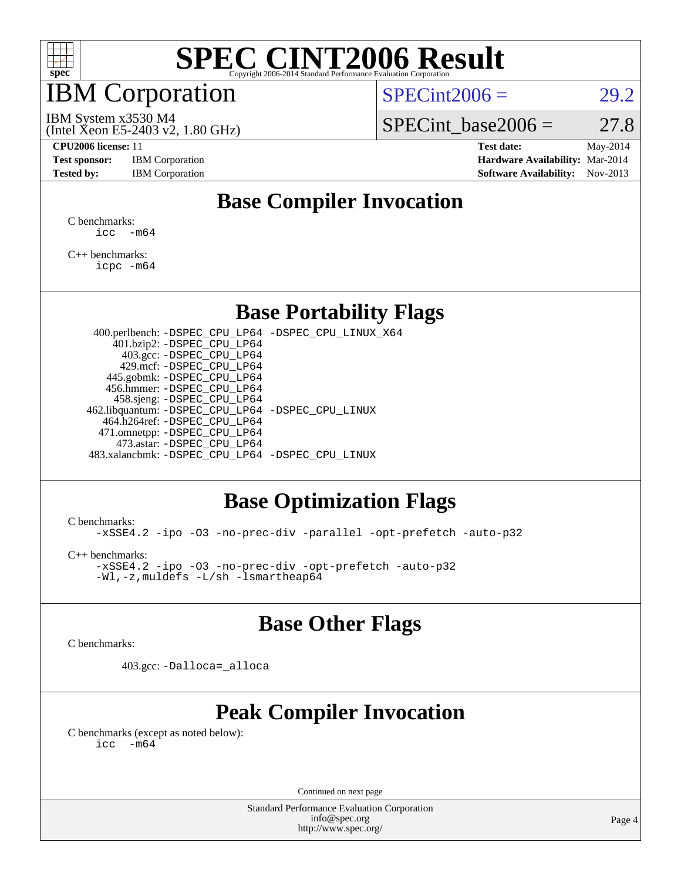# SPEC CINT2006 Result

Copyright 2006-2014 Standard Performance Evaluation Corporation

## IBM Corporation

IBM System x3530 M4
(Intel Xeon E5-2403 v2, 1.80 GHz)

SPECint2006 = 29.2

SPECint_base2006 = 27.8

**CPU2006 license:** 11
**Test sponsor:** IBM Corporation
**Tested by:** IBM Corporation

**Test date:** May-2014
**Hardware Availability:** Mar-2014
**Software Availability:** Nov-2013

## Base Compiler Invocation

C benchmarks:
```
icc  -m64
```

C++ benchmarks:
```
icpc -m64
```

## Base Portability Flags

400.perlbench: `-DSPEC_CPU_LP64 -DSPEC_CPU_LINUX_X64`
401.bzip2: `-DSPEC_CPU_LP64`
403.gcc: `-DSPEC_CPU_LP64`
429.mcf: `-DSPEC_CPU_LP64`
445.gobmk: `-DSPEC_CPU_LP64`
456.hmmer: `-DSPEC_CPU_LP64`
458.sjeng: `-DSPEC_CPU_LP64`
462.libquantum: `-DSPEC_CPU_LP64 -DSPEC_CPU_LINUX`
464.h264ref: `-DSPEC_CPU_LP64`
471.omnetpp: `-DSPEC_CPU_LP64`
473.astar: `-DSPEC_CPU_LP64`
483.xalancbmk: `-DSPEC_CPU_LP64 -DSPEC_CPU_LINUX`

## Base Optimization Flags

C benchmarks:
```
-xSSE4.2 -ipo -O3 -no-prec-div -parallel -opt-prefetch -auto-p32
```

C++ benchmarks:
```
-xSSE4.2 -ipo -O3 -no-prec-div -opt-prefetch -auto-p32
-Wl,-z,muldefs -L/sh -lsmartheap64
```

## Base Other Flags

C benchmarks:

403.gcc: `-Dalloca=_alloca`

## Peak Compiler Invocation

C benchmarks (except as noted below):
```
icc  -m64
```

Continued on next page

Standard Performance Evaluation Corporation
info@spec.org
http://www.spec.org/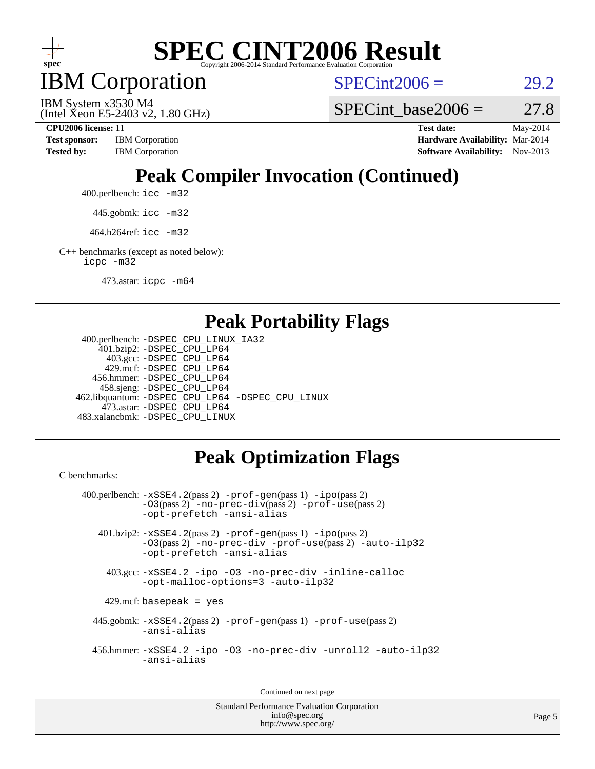# SPEC CINT2006 Result

Copyright 2006-2014 Standard Performance Evaluation Corporation

## IBM Corporation

IBM System x3530 M4
(Intel Xeon E5-2403 v2, 1.80 GHz)

SPECint2006 = 29.2

SPECint_base2006 = 27.8

**CPU2006 license:** 11
**Test sponsor:** IBM Corporation
**Tested by:** IBM Corporation

**Test date:** May-2014
**Hardware Availability:** Mar-2014
**Software Availability:** Nov-2013

## Peak Compiler Invocation (Continued)

400.perlbench: `icc -m32`

445.gobmk: `icc -m32`

464.h264ref: `icc -m32`

C++ benchmarks (except as noted below):
`icpc -m32`

473.astar: `icpc -m64`

## Peak Portability Flags

400.perlbench: `-DSPEC_CPU_LINUX_IA32`
401.bzip2: `-DSPEC_CPU_LP64`
403.gcc: `-DSPEC_CPU_LP64`
429.mcf: `-DSPEC_CPU_LP64`
456.hmmer: `-DSPEC_CPU_LP64`
458.sjeng: `-DSPEC_CPU_LP64`
462.libquantum: `-DSPEC_CPU_LP64 -DSPEC_CPU_LINUX`
473.astar: `-DSPEC_CPU_LP64`
483.xalancbmk: `-DSPEC_CPU_LINUX`

## Peak Optimization Flags

C benchmarks:

400.perlbench: `-xSSE4.2`(pass 2) `-prof-gen`(pass 1) `-ipo`(pass 2) `-O3`(pass 2) `-no-prec-div`(pass 2) `-prof-use`(pass 2) `-opt-prefetch -ansi-alias`

401.bzip2: `-xSSE4.2`(pass 2) `-prof-gen`(pass 1) `-ipo`(pass 2) `-O3`(pass 2) `-no-prec-div -prof-use`(pass 2) `-auto-ilp32 -opt-prefetch -ansi-alias`

403.gcc: `-xSSE4.2 -ipo -O3 -no-prec-div -inline-calloc -opt-malloc-options=3 -auto-ilp32`

429.mcf: `basepeak = yes`

445.gobmk: `-xSSE4.2`(pass 2) `-prof-gen`(pass 1) `-prof-use`(pass 2) `-ansi-alias`

456.hmmer: `-xSSE4.2 -ipo -O3 -no-prec-div -unroll2 -auto-ilp32 -ansi-alias`

Continued on next page

Standard Performance Evaluation Corporation
info@spec.org
http://www.spec.org/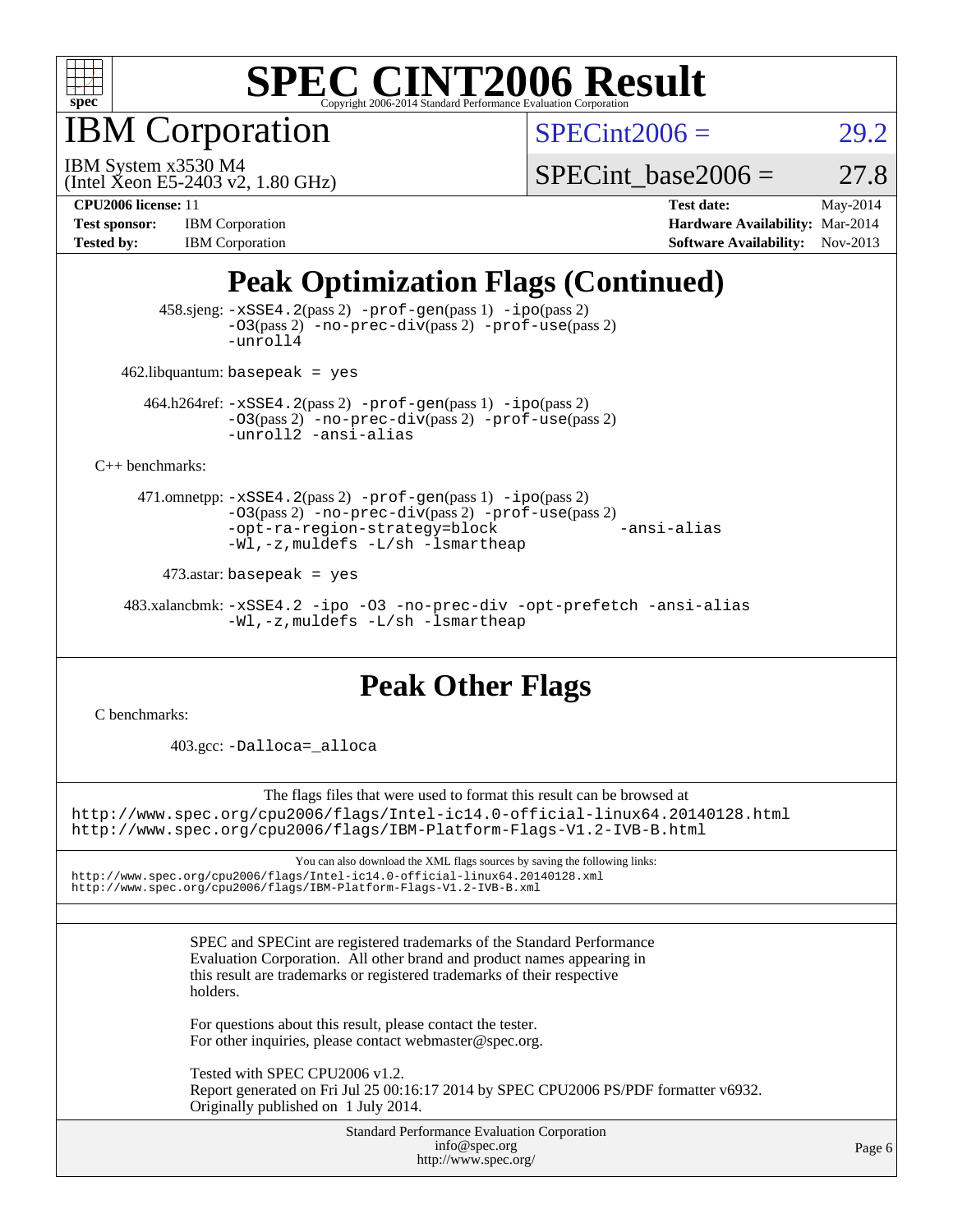# SPEC CINT2006 Result

Copyright 2006-2014 Standard Performance Evaluation Corporation

## IBM Corporation

IBM System x3530 M4
(Intel Xeon E5-2403 v2, 1.80 GHz)

SPECint2006 = 29.2

SPECint_base2006 = 27.8

| | | | |
|---|---|---|---|
| **CPU2006 license:** 11 | | **Test date:** | May-2014 |
| **Test sponsor:** | IBM Corporation | **Hardware Availability:** | Mar-2014 |
| **Tested by:** | IBM Corporation | **Software Availability:** | Nov-2013 |

## Peak Optimization Flags (Continued)

458.sjeng: -xSSE4.2(pass 2) -prof-gen(pass 1) -ipo(pass 2) -O3(pass 2) -no-prec-div(pass 2) -prof-use(pass 2) -unroll4

462.libquantum: basepeak = yes

464.h264ref: -xSSE4.2(pass 2) -prof-gen(pass 1) -ipo(pass 2) -O3(pass 2) -no-prec-div(pass 2) -prof-use(pass 2) -unroll2 -ansi-alias

C++ benchmarks:

471.omnetpp: -xSSE4.2(pass 2) -prof-gen(pass 1) -ipo(pass 2) -O3(pass 2) -no-prec-div(pass 2) -prof-use(pass 2) -opt-ra-region-strategy=block -ansi-alias -Wl,-z,muldefs -L/sh -lsmartheap

473.astar: basepeak = yes

483.xalancbmk: -xSSE4.2 -ipo -O3 -no-prec-div -opt-prefetch -ansi-alias -Wl,-z,muldefs -L/sh -lsmartheap

## Peak Other Flags

C benchmarks:

403.gcc: -Dalloca=_alloca

The flags files that were used to format this result can be browsed at
http://www.spec.org/cpu2006/flags/Intel-ic14.0-official-linux64.20140128.html
http://www.spec.org/cpu2006/flags/IBM-Platform-Flags-V1.2-IVB-B.html

You can also download the XML flags sources by saving the following links:
http://www.spec.org/cpu2006/flags/Intel-ic14.0-official-linux64.20140128.xml
http://www.spec.org/cpu2006/flags/IBM-Platform-Flags-V1.2-IVB-B.xml

SPEC and SPECint are registered trademarks of the Standard Performance Evaluation Corporation. All other brand and product names appearing in this result are trademarks or registered trademarks of their respective holders.

For questions about this result, please contact the tester.
For other inquiries, please contact webmaster@spec.org.

Tested with SPEC CPU2006 v1.2.
Report generated on Fri Jul 25 00:16:17 2014 by SPEC CPU2006 PS/PDF formatter v6932.
Originally published on 1 July 2014.

Standard Performance Evaluation Corporation
info@spec.org
http://www.spec.org/